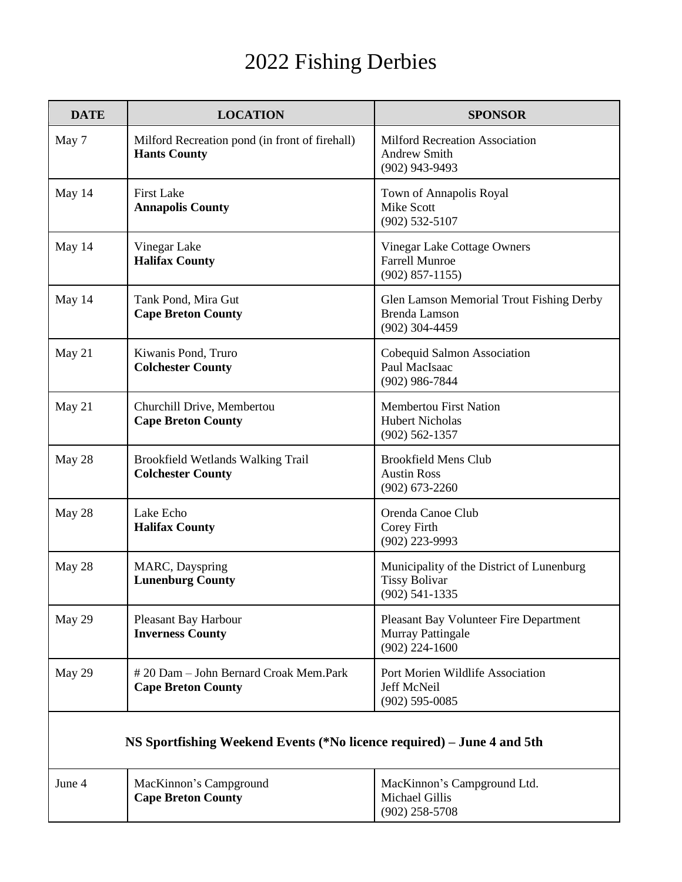# 2022 Fishing Derbies

| DATE | LOCATION | SPONSOR |
|---|---|---|
| May 7 | Milford Recreation pond (in front of firehall)<br>**Hants County** | Milford Recreation Association<br>Andrew Smith<br>(902) 943-9493 |
| May 14 | First Lake<br>**Annapolis County** | Town of Annapolis Royal<br>Mike Scott<br>(902) 532-5107 |
| May 14 | Vinegar Lake<br>**Halifax County** | Vinegar Lake Cottage Owners<br>Farrell Munroe<br>(902) 857-1155) |
| May 14 | Tank Pond, Mira Gut<br>**Cape Breton County** | Glen Lamson Memorial Trout Fishing Derby<br>Brenda Lamson<br>(902) 304-4459 |
| May 21 | Kiwanis Pond, Truro<br>**Colchester County** | Cobequid Salmon Association<br>Paul MacIsaac<br>(902) 986-7844 |
| May 21 | Churchill Drive, Membertou<br>**Cape Breton County** | Membertou First Nation<br>Hubert Nicholas<br>(902) 562-1357 |
| May 28 | Brookfield Wetlands Walking Trail<br>**Colchester County** | Brookfield Mens Club<br>Austin Ross<br>(902) 673-2260 |
| May 28 | Lake Echo<br>**Halifax County** | Orenda Canoe Club<br>Corey Firth<br>(902) 223-9993 |
| May 28 | MARC, Dayspring<br>**Lunenburg County** | Municipality of the District of Lunenburg<br>Tissy Bolivar<br>(902) 541-1335 |
| May 29 | Pleasant Bay Harbour<br>**Inverness County** | Pleasant Bay Volunteer Fire Department<br>Murray Pattingale<br>(902) 224-1600 |
| May 29 | # 20 Dam – John Bernard Croak Mem.Park<br>**Cape Breton County** | Port Morien Wildlife Association<br>Jeff McNeil<br>(902) 595-0085 |
| **NS Sportfishing Weekend Events (*No licence required) – June 4 and 5th** | | |
| June 4 | MacKinnon's Campground<br>**Cape Breton County** | MacKinnon's Campground Ltd.<br>Michael Gillis<br>(902) 258-5708 |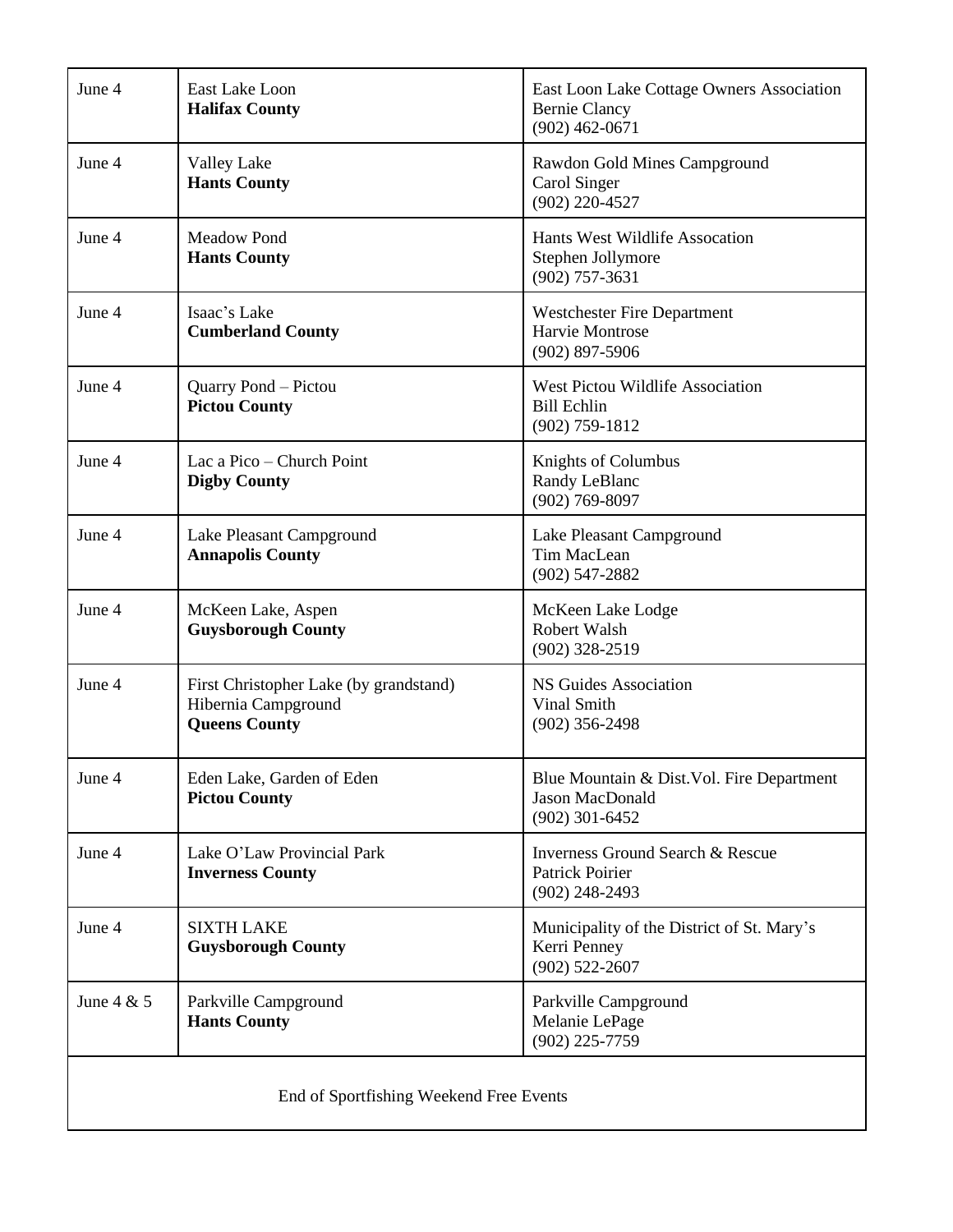| June 4 | East Lake Loon<br>**Halifax County** | East Loon Lake Cottage Owners Association<br>Bernie Clancy<br>(902) 462-0671 |
|---|---|---|
| June 4 | Valley Lake<br>**Hants County** | Rawdon Gold Mines Campground<br>Carol Singer<br>(902) 220-4527 |
| June 4 | Meadow Pond<br>**Hants County** | Hants West Wildlife Assocation<br>Stephen Jollymore<br>(902) 757-3631 |
| June 4 | Isaac's Lake<br>**Cumberland County** | Westchester Fire Department<br>Harvie Montrose<br>(902) 897-5906 |
| June 4 | Quarry Pond – Pictou<br>**Pictou County** | West Pictou Wildlife Association<br>Bill Echlin<br>(902) 759-1812 |
| June 4 | Lac a Pico – Church Point<br>**Digby County** | Knights of Columbus<br>Randy LeBlanc<br>(902) 769-8097 |
| June 4 | Lake Pleasant Campground<br>**Annapolis County** | Lake Pleasant Campground<br>Tim MacLean<br>(902) 547-2882 |
| June 4 | McKeen Lake, Aspen<br>**Guysborough County** | McKeen Lake Lodge<br>Robert Walsh<br>(902) 328-2519 |
| June 4 | First Christopher Lake (by grandstand)<br>Hibernia Campground<br>**Queens County** | NS Guides Association<br>Vinal Smith<br>(902) 356-2498 |
| June 4 | Eden Lake, Garden of Eden<br>**Pictou County** | Blue Mountain & Dist.Vol. Fire Department<br>Jason MacDonald<br>(902) 301-6452 |
| June 4 | Lake O'Law Provincial Park<br>**Inverness County** | Inverness Ground Search & Rescue<br>Patrick Poirier<br>(902) 248-2493 |
| June 4 | SIXTH LAKE<br>**Guysborough County** | Municipality of the District of St. Mary's<br>Kerri Penney<br>(902) 522-2607 |
| June 4 & 5 | Parkville Campground<br>**Hants County** | Parkville Campground<br>Melanie LePage<br>(902) 225-7759 |
| End of Sportfishing Weekend Free Events | | |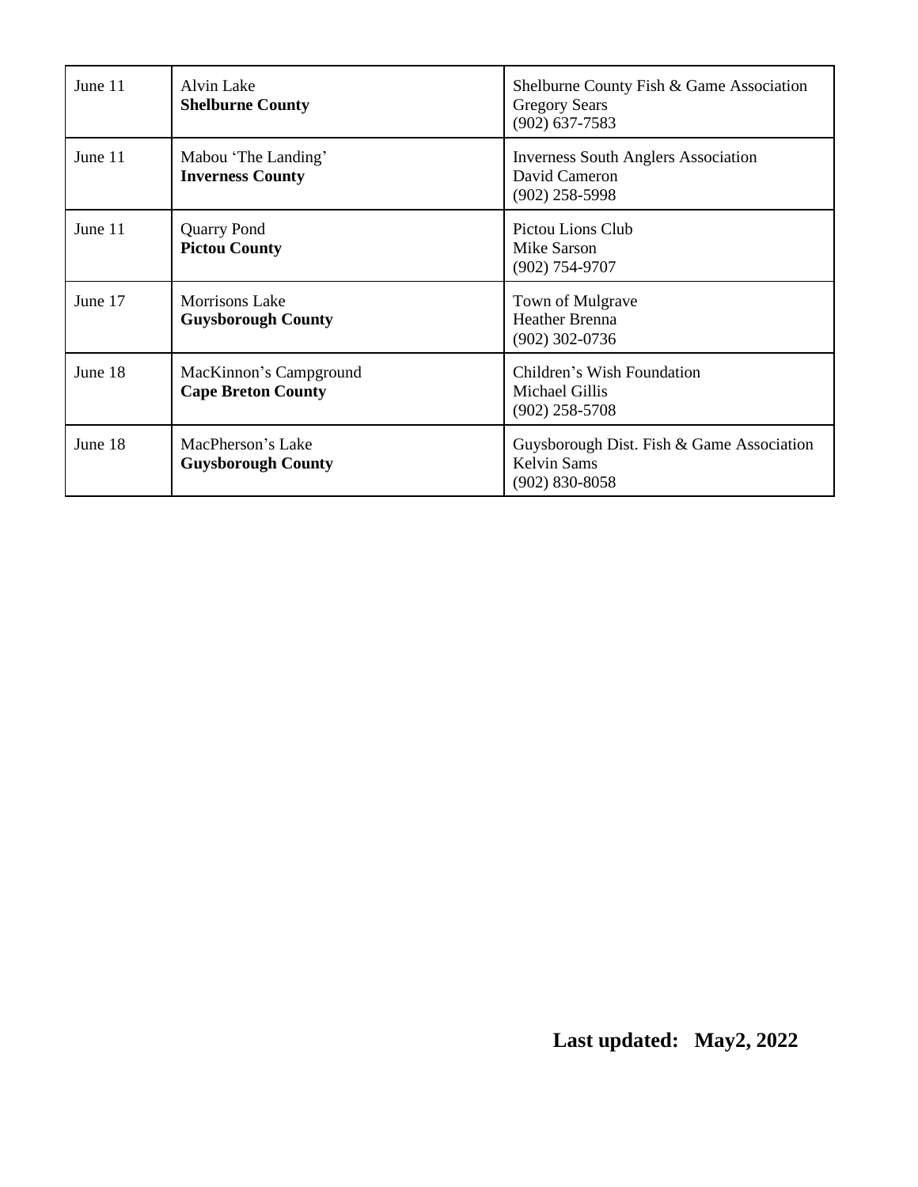| | | |
|---|---|---|
| June 11 | Alvin Lake<br>**Shelburne County** | Shelburne County Fish & Game Association<br>Gregory Sears<br>(902) 637-7583 |
| June 11 | Mabou 'The Landing'<br>**Inverness County** | Inverness South Anglers Association<br>David Cameron<br>(902) 258-5998 |
| June 11 | Quarry Pond<br>**Pictou County** | Pictou Lions Club<br>Mike Sarson<br>(902) 754-9707 |
| June 17 | Morrisons Lake<br>**Guysborough County** | Town of Mulgrave<br>Heather Brenna<br>(902) 302-0736 |
| June 18 | MacKinnon's Campground<br>**Cape Breton County** | Children's Wish Foundation<br>Michael Gillis<br>(902) 258-5708 |
| June 18 | MacPherson's Lake<br>**Guysborough County** | Guysborough Dist. Fish & Game Association<br>Kelvin Sams<br>(902) 830-8058 |

**Last updated: May2, 2022**